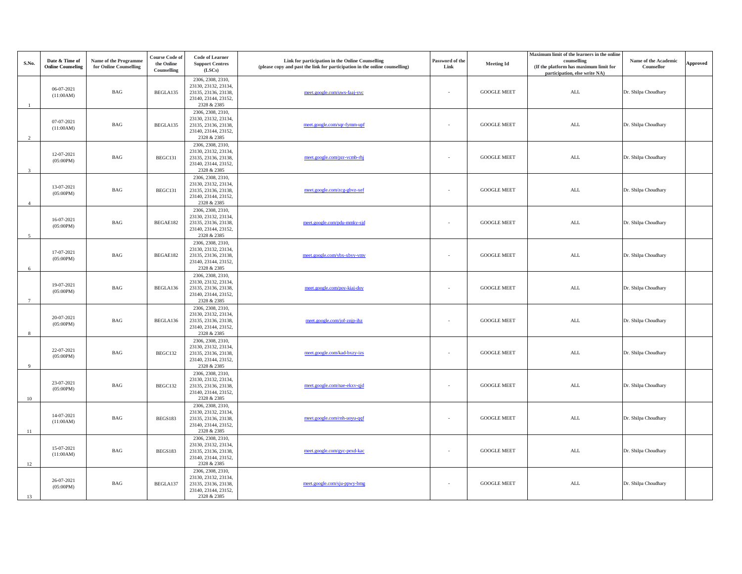| S.No. | Date & Time of Online Counseling | Name of the Programme for Online Counselling | Course Code of the Online Counselling | Code of Learner Support Centres (LSCs) | Link for participation in the Online Counselling (please copy and past the link for participation in the online counselling) | Password of the Link | Meeting Id | Maximum limit of the learners in the online counselling (If the platform has maximum limit for participation, else write NA) | Name of the Academic Counsellor | Approved |
|---|---|---|---|---|---|---|---|---|---|---|
| 1 | 06-07-2021 (11:00AM) | BAG | BEGLA135 | 2306, 2308, 2310, 23130, 23132, 23134, 23135, 23136, 23138, 23140, 23144, 23152, 2328 & 2385 | meet.google.com/uws-faaj-yvc | - | GOOGLE MEET | ALL | Dr. Shilpa Choudhary | |
| 2 | 07-07-2021 (11:00AM) | BAG | BEGLA135 | 2306, 2308, 2310, 23130, 23132, 23134, 23135, 23136, 23138, 23140, 23144, 23152, 2328 & 2385 | meet.google.com/sqr-fymm-upf | - | GOOGLE MEET | ALL | Dr. Shilpa Choudhary | |
| 3 | 12-07-2021 (05:00PM) | BAG | BEGC131 | 2306, 2308, 2310, 23130, 23132, 23134, 23135, 23136, 23138, 23140, 23144, 23152, 2328 & 2385 | meet.google.com/pzr-vcmb-rhj | - | GOOGLE MEET | ALL | Dr. Shilpa Choudhary | |
| 4 | 13-07-2021 (05:00PM) | BAG | BEGC131 | 2306, 2308, 2310, 23130, 23132, 23134, 23135, 23136, 23138, 23140, 23144, 23152, 2328 & 2385 | meet.google.com/zcg-gbvz-xef | - | GOOGLE MEET | ALL | Dr. Shilpa Choudhary | |
| 5 | 16-07-2021 (05:00PM) | BAG | BEGAE182 | 2306, 2308, 2310, 23130, 23132, 23134, 23135, 23136, 23138, 23140, 23144, 23152, 2328 & 2385 | meet.google.com/pdu-mmky-sjd | - | GOOGLE MEET | ALL | Dr. Shilpa Choudhary | |
| 6 | 17-07-2021 (05:00PM) | BAG | BEGAE182 | 2306, 2308, 2310, 23130, 23132, 23134, 23135, 23136, 23138, 23140, 23144, 23152, 2328 & 2385 | meet.google.com/ybx-xbyy-vmv | - | GOOGLE MEET | ALL | Dr. Shilpa Choudhary | |
| 7 | 19-07-2021 (05:00PM) | BAG | BEGLA136 | 2306, 2308, 2310, 23130, 23132, 23134, 23135, 23136, 23138, 23140, 23144, 23152, 2328 & 2385 | meet.google.com/poy-kiaj-doy | - | GOOGLE MEET | ALL | Dr. Shilpa Choudhary | |
| 8 | 20-07-2021 (05:00PM) | BAG | BEGLA136 | 2306, 2308, 2310, 23130, 23132, 23134, 23135, 23136, 23138, 23140, 23144, 23152, 2328 & 2385 | meet.google.com/jof-znjp-ibz | - | GOOGLE MEET | ALL | Dr. Shilpa Choudhary | |
| 9 | 22-07-2021 (05:00PM) | BAG | BEGC132 | 2306, 2308, 2310, 23130, 23132, 23134, 23135, 23136, 23138, 23140, 23144, 23152, 2328 & 2385 | meet.google.com/kad-bxzy-izs | - | GOOGLE MEET | ALL | Dr. Shilpa Choudhary | |
| 10 | 23-07-2021 (05:00PM) | BAG | BEGC132 | 2306, 2308, 2310, 23130, 23132, 23134, 23135, 23136, 23138, 23140, 23144, 23152, 2328 & 2385 | meet.google.com/nae-ekxv-qjd | - | GOOGLE MEET | ALL | Dr. Shilpa Choudhary | |
| 11 | 14-07-2021 (11:00AM) | BAG | BEGS183 | 2306, 2308, 2310, 23130, 23132, 23134, 23135, 23136, 23138, 23140, 23144, 23152, 2328 & 2385 | meet.google.com/rnh-uoyu-qqf | - | GOOGLE MEET | ALL | Dr. Shilpa Choudhary | |
| 12 | 15-07-2021 (11:00AM) | BAG | BEGS183 | 2306, 2308, 2310, 23130, 23132, 23134, 23135, 23136, 23138, 23140, 23144, 23152, 2328 & 2385 | meet.google.com/gyc-pexd-kac | - | GOOGLE MEET | ALL | Dr. Shilpa Choudhary | |
| 13 | 26-07-2021 (05:00PM) | BAG | BEGLA137 | 2306, 2308, 2310, 23130, 23132, 23134, 23135, 23136, 23138, 23140, 23144, 23152, 2328 & 2385 | meet.google.com/sju-ppwy-bmg | - | GOOGLE MEET | ALL | Dr. Shilpa Choudhary | |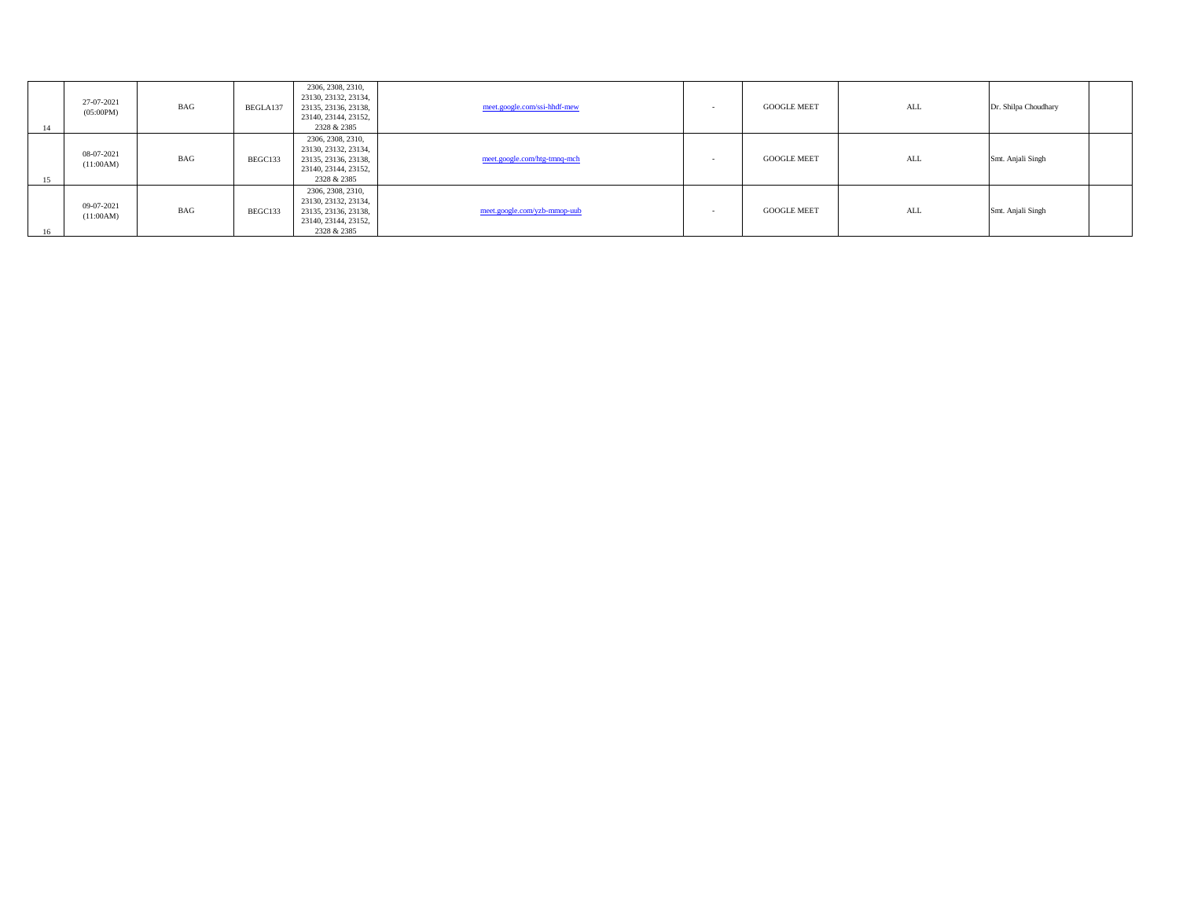| | | | | | | | | | | |
|---|---|---|---|---|---|---|---|---|---|---|
| 14 | 27-07-2021 (05:00PM) | BAG | BEGLA137 | 2306, 2308, 2310, 23130, 23132, 23134, 23135, 23136, 23138, 23140, 23144, 23152, 2328 & 2385 | meet.google.com/ssi-hhdf-mew | - | GOOGLE MEET | ALL | Dr. Shilpa Choudhary | |
| 15 | 08-07-2021 (11:00AM) | BAG | BEGC133 | 2306, 2308, 2310, 23130, 23132, 23134, 23135, 23136, 23138, 23140, 23144, 23152, 2328 & 2385 | meet.google.com/htg-tmnq-mch | - | GOOGLE MEET | ALL | Smt. Anjali Singh | |
| 16 | 09-07-2021 (11:00AM) | BAG | BEGC133 | 2306, 2308, 2310, 23130, 23132, 23134, 23135, 23136, 23138, 23140, 23144, 23152, 2328 & 2385 | meet.google.com/yzb-mmop-uub | - | GOOGLE MEET | ALL | Smt. Anjali Singh | |